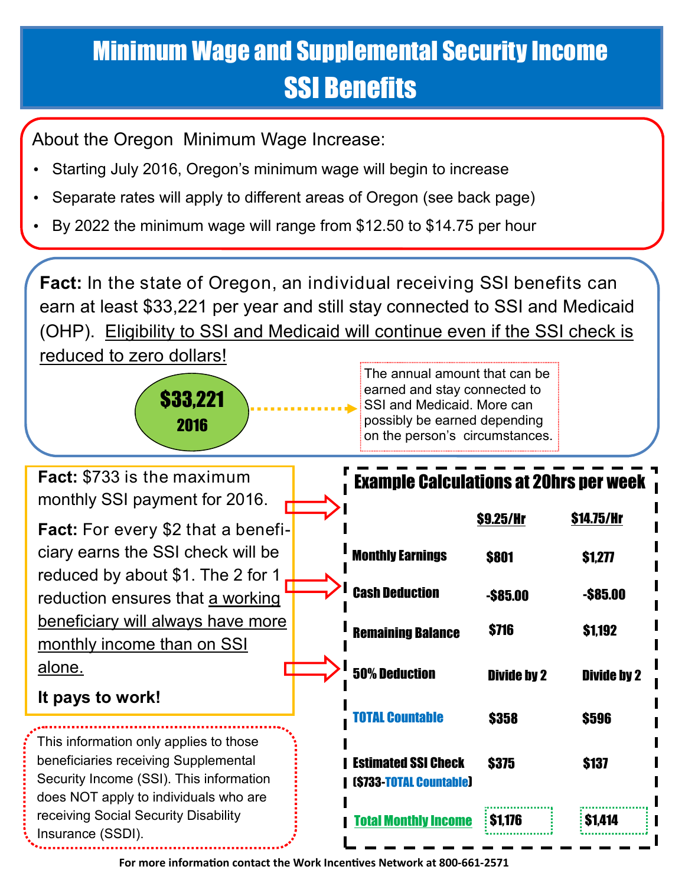# Minimum Wage and Supplemental Security Income SSI Benefits

About the Oregon Minimum Wage Increase:

- Starting July 2016, Oregon's minimum wage will begin to increase
- Separate rates will apply to different areas of Oregon (see back page)
- By 2022 the minimum wage will range from $12.50 to $14.75 per hour

**Fact:** In the state of Oregon, an individual receiving SSI benefits can earn at least $33,221 per year and still stay connected to SSI and Medicaid (OHP). Eligibility to SSI and Medicaid will continue even if the SSI check is reduced to zero dollars!

**$33,221**
**2016**

The annual amount that can be earned and stay connected to SSI and Medicaid. More can possibly be earned depending on the person's circumstances.

**Fact:** $733 is the maximum monthly SSI payment for 2016.

**Fact:** For every $2 that a beneficiary earns the SSI check will be reduced by about $1. The 2 for 1 reduction ensures that a working beneficiary will always have more monthly income than on SSI alone.

**It pays to work!**

This information only applies to those beneficiaries receiving Supplemental Security Income (SSI). This information does NOT apply to individuals who are receiving Social Security Disability Insurance (SSDI).

## Example Calculations at 20hrs per week

| | $9.25/Hr | $14.75/Hr |
|---|---|---|
| Monthly Earnings | $801 | $1,277 |
| Cash Deduction | -$85.00 | -$85.00 |
| Remaining Balance | $716 | $1,192 |
| 50% Deduction | Divide by 2 | Divide by 2 |
| TOTAL Countable | $358 | $596 |
| Estimated SSI Check ($733-TOTAL Countable) | $375 | $137 |
| Total Monthly Income | $1,176 | $1,414 |

**For more information contact the Work Incentives Network at 800-661-2571**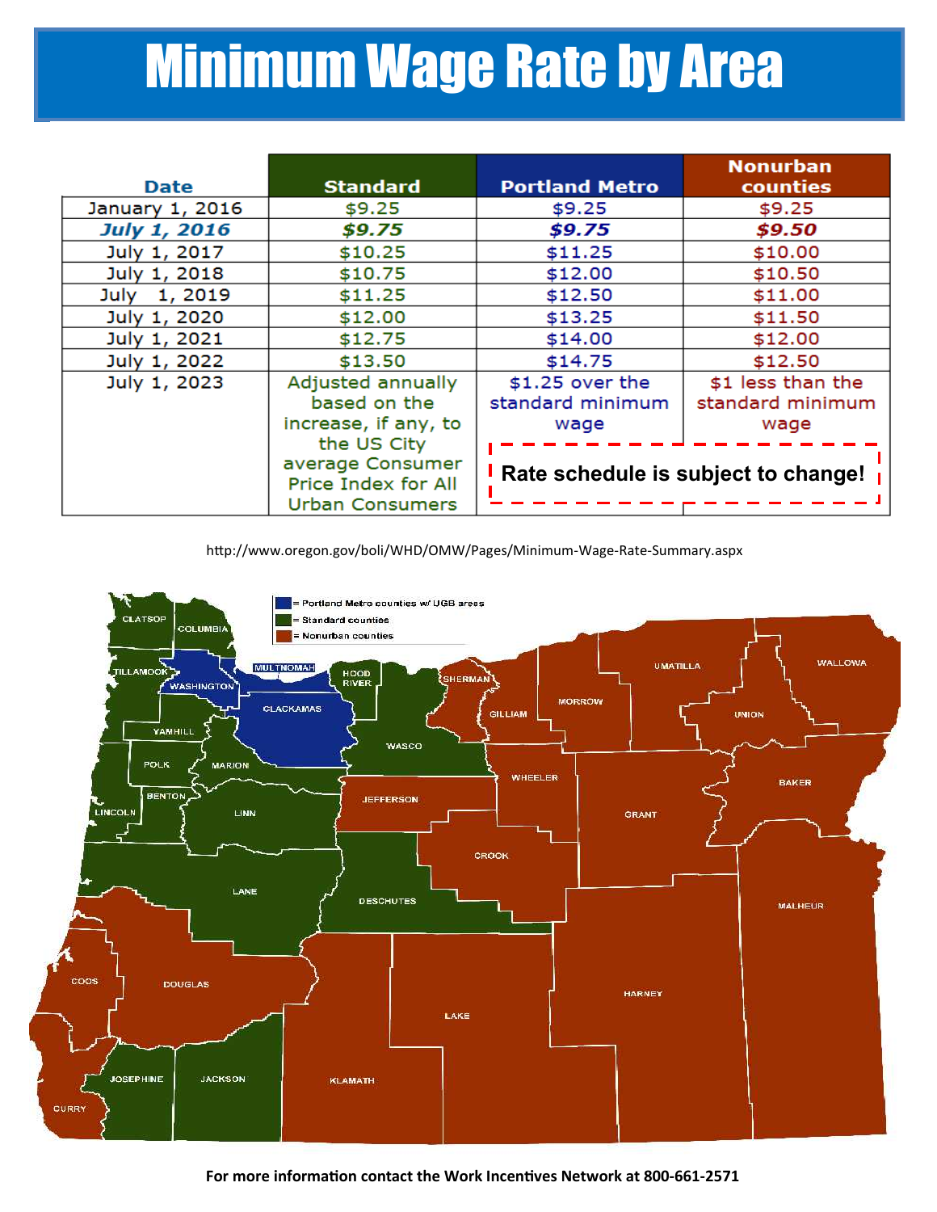# Minimum Wage Rate by Area

| Date | Standard | Portland Metro | Nonurban counties |
|---|---|---|---|
| January 1, 2016 | $9.25 | $9.25 | $9.25 |
| ***July 1, 2016*** | ***$9.75*** | ***$9.75*** | ***$9.50*** |
| July 1, 2017 | $10.25 | $11.25 | $10.00 |
| July 1, 2018 | $10.75 | $12.00 | $10.50 |
| July 1, 2019 | $11.25 | $12.50 | $11.00 |
| July 1, 2020 | $12.00 | $13.25 | $11.50 |
| July 1, 2021 | $12.75 | $14.00 | $12.00 |
| July 1, 2022 | $13.50 | $14.75 | $12.50 |
| July 1, 2023 | Adjusted annually based on the increase, if any, to the US City average Consumer Price Index for All Urban Consumers | $1.25 over the standard minimum wage | $1 less than the standard minimum wage |

**Rate schedule is subject to change!**

http://www.oregon.gov/boli/WHD/OMW/Pages/Minimum-Wage-Rate-Summary.aspx

= Portland Metro counties w/ UGB areas
= Standard counties
= Nonurban counties

CLATSOP
COLUMBIA
TILLAMOOK
WASHINGTON
MULTNOMAH
HOOD RIVER
CLACKAMAS
SHERMAN
GILLIAM
MORROW
UMATILLA
UNION
WALLOWA
YAMHILL
POLK
MARION
WASCO
WHEELER
BAKER
LINCOLN
BENTON
LINN
JEFFERSON
GRANT
CROOK
LANE
DESCHUTES
MALHEUR
COOS
DOUGLAS
HARNEY
LAKE
JOSEPHINE
JACKSON
KLAMATH
CURRY

**For more information contact the Work Incentives Network at 800-661-2571**